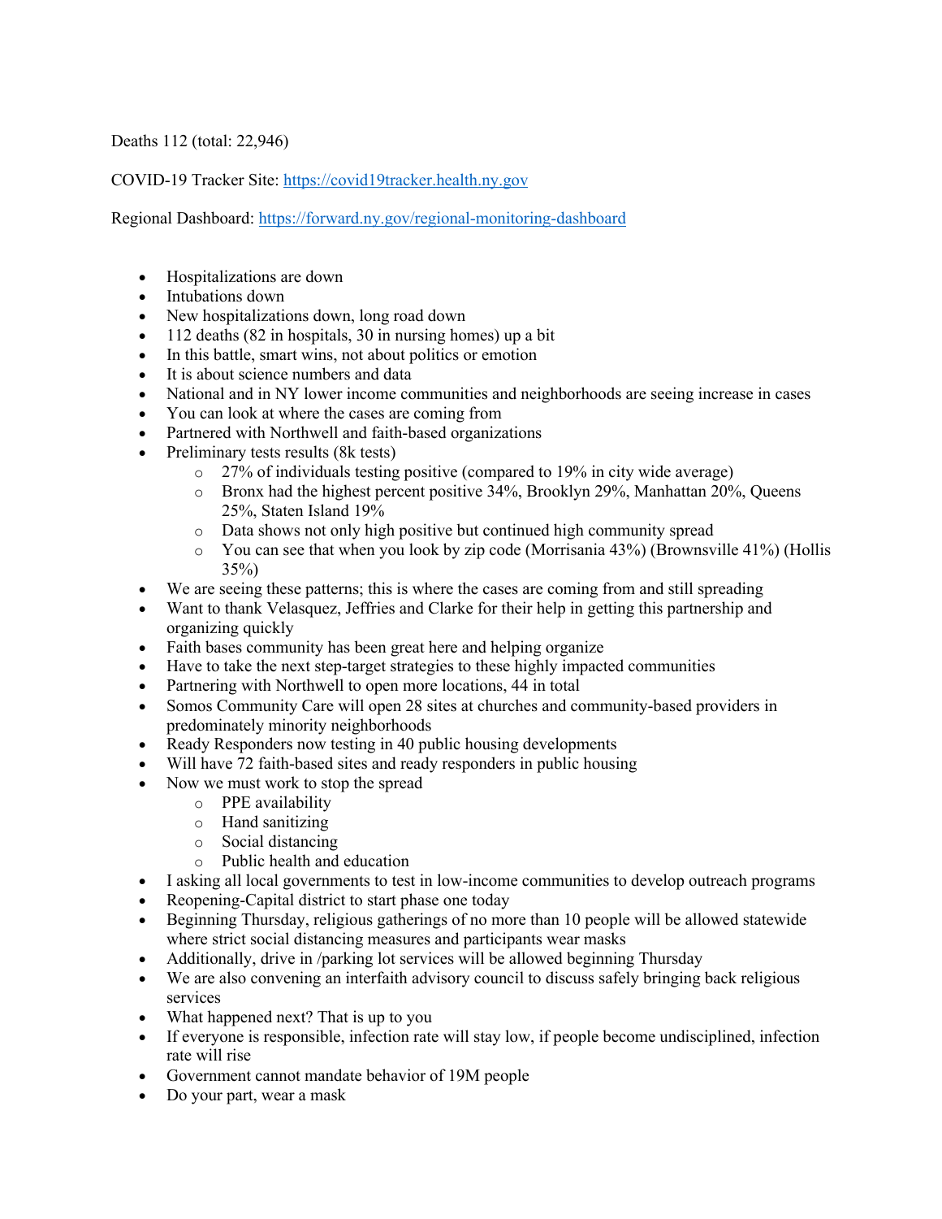Deaths 112 (total: 22,946)

COVID-19 Tracker Site: https://covid19tracker.health.ny.gov

Regional Dashboard: https://forward.ny.gov/regional-monitoring-dashboard

- Hospitalizations are down
- Intubations down
- New hospitalizations down, long road down
- 112 deaths (82 in hospitals, 30 in nursing homes) up a bit
- In this battle, smart wins, not about politics or emotion
- It is about science numbers and data
- National and in NY lower income communities and neighborhoods are seeing increase in cases
- You can look at where the cases are coming from
- Partnered with Northwell and faith-based organizations
- Preliminary tests results (8k tests)
    - 27% of individuals testing positive (compared to 19% in city wide average)
    - Bronx had the highest percent positive 34%, Brooklyn 29%, Manhattan 20%, Queens 25%, Staten Island 19%
    - Data shows not only high positive but continued high community spread
    - You can see that when you look by zip code (Morrisania 43%) (Brownsville 41%) (Hollis 35%)
- We are seeing these patterns; this is where the cases are coming from and still spreading
- Want to thank Velasquez, Jeffries and Clarke for their help in getting this partnership and organizing quickly
- Faith bases community has been great here and helping organize
- Have to take the next step-target strategies to these highly impacted communities
- Partnering with Northwell to open more locations, 44 in total
- Somos Community Care will open 28 sites at churches and community-based providers in predominately minority neighborhoods
- Ready Responders now testing in 40 public housing developments
- Will have 72 faith-based sites and ready responders in public housing
- Now we must work to stop the spread
    - PPE availability
    - Hand sanitizing
    - Social distancing
    - Public health and education
- I asking all local governments to test in low-income communities to develop outreach programs
- Reopening-Capital district to start phase one today
- Beginning Thursday, religious gatherings of no more than 10 people will be allowed statewide where strict social distancing measures and participants wear masks
- Additionally, drive in /parking lot services will be allowed beginning Thursday
- We are also convening an interfaith advisory council to discuss safely bringing back religious services
- What happened next? That is up to you
- If everyone is responsible, infection rate will stay low, if people become undisciplined, infection rate will rise
- Government cannot mandate behavior of 19M people
- Do your part, wear a mask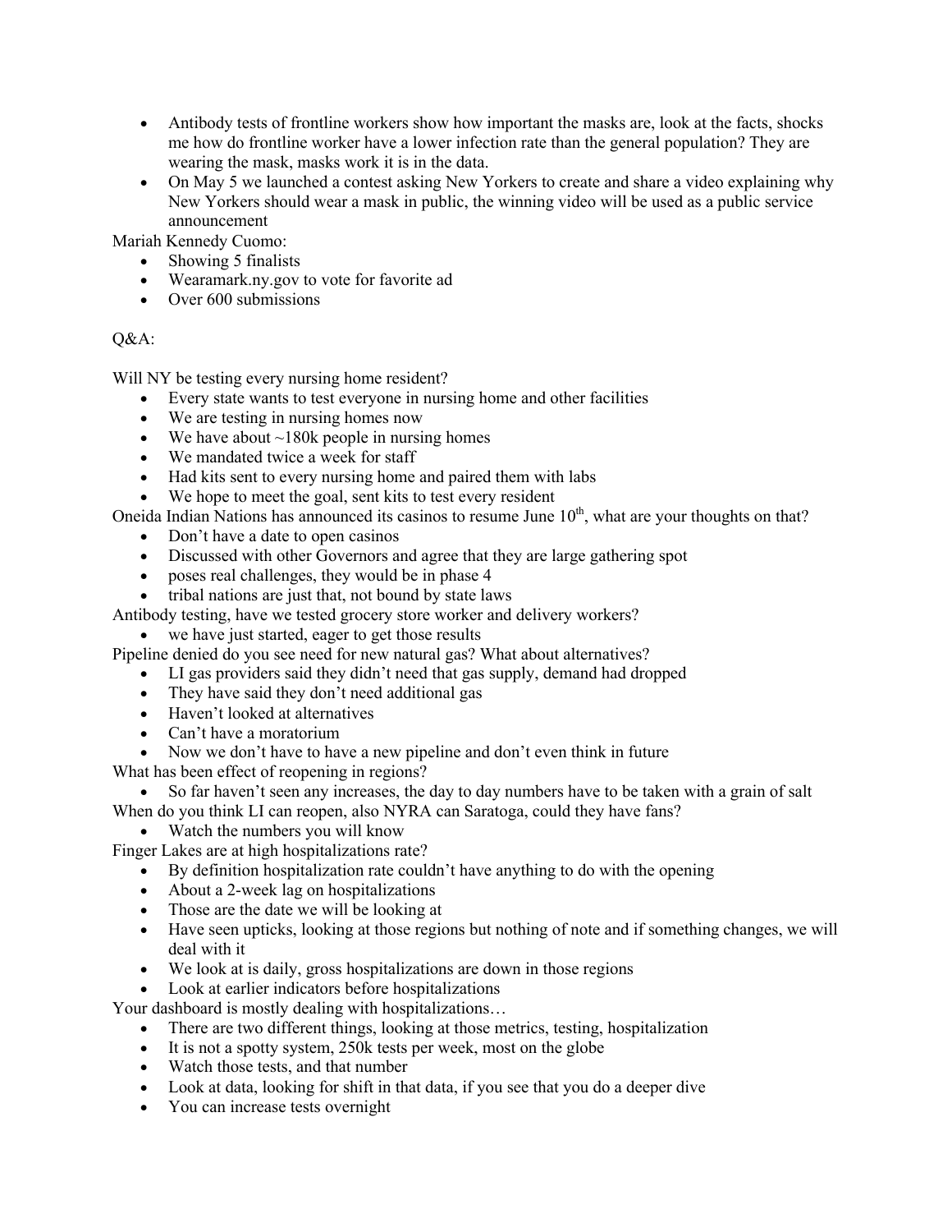- Antibody tests of frontline workers show how important the masks are, look at the facts, shocks me how do frontline worker have a lower infection rate than the general population? They are wearing the mask, masks work it is in the data.
- On May 5 we launched a contest asking New Yorkers to create and share a video explaining why New Yorkers should wear a mask in public, the winning video will be used as a public service announcement

Mariah Kennedy Cuomo:

- Showing 5 finalists
- Wearamark.ny.gov to vote for favorite ad
- Over 600 submissions

Q&A:

Will NY be testing every nursing home resident?

- Every state wants to test everyone in nursing home and other facilities
- We are testing in nursing homes now
- We have about ~180k people in nursing homes
- We mandated twice a week for staff
- Had kits sent to every nursing home and paired them with labs
- We hope to meet the goal, sent kits to test every resident

Oneida Indian Nations has announced its casinos to resume June 10th, what are your thoughts on that?

- Don't have a date to open casinos
- Discussed with other Governors and agree that they are large gathering spot
- poses real challenges, they would be in phase 4
- tribal nations are just that, not bound by state laws

Antibody testing, have we tested grocery store worker and delivery workers?

- we have just started, eager to get those results

Pipeline denied do you see need for new natural gas? What about alternatives?

- LI gas providers said they didn't need that gas supply, demand had dropped
- They have said they don't need additional gas
- Haven't looked at alternatives
- Can't have a moratorium
- Now we don't have to have a new pipeline and don't even think in future

What has been effect of reopening in regions?

- So far haven't seen any increases, the day to day numbers have to be taken with a grain of salt

When do you think LI can reopen, also NYRA can Saratoga, could they have fans?

- Watch the numbers you will know

Finger Lakes are at high hospitalizations rate?

- By definition hospitalization rate couldn't have anything to do with the opening
- About a 2-week lag on hospitalizations
- Those are the date we will be looking at
- Have seen upticks, looking at those regions but nothing of note and if something changes, we will deal with it
- We look at is daily, gross hospitalizations are down in those regions
- Look at earlier indicators before hospitalizations

Your dashboard is mostly dealing with hospitalizations…

- There are two different things, looking at those metrics, testing, hospitalization
- It is not a spotty system, 250k tests per week, most on the globe
- Watch those tests, and that number
- Look at data, looking for shift in that data, if you see that you do a deeper dive
- You can increase tests overnight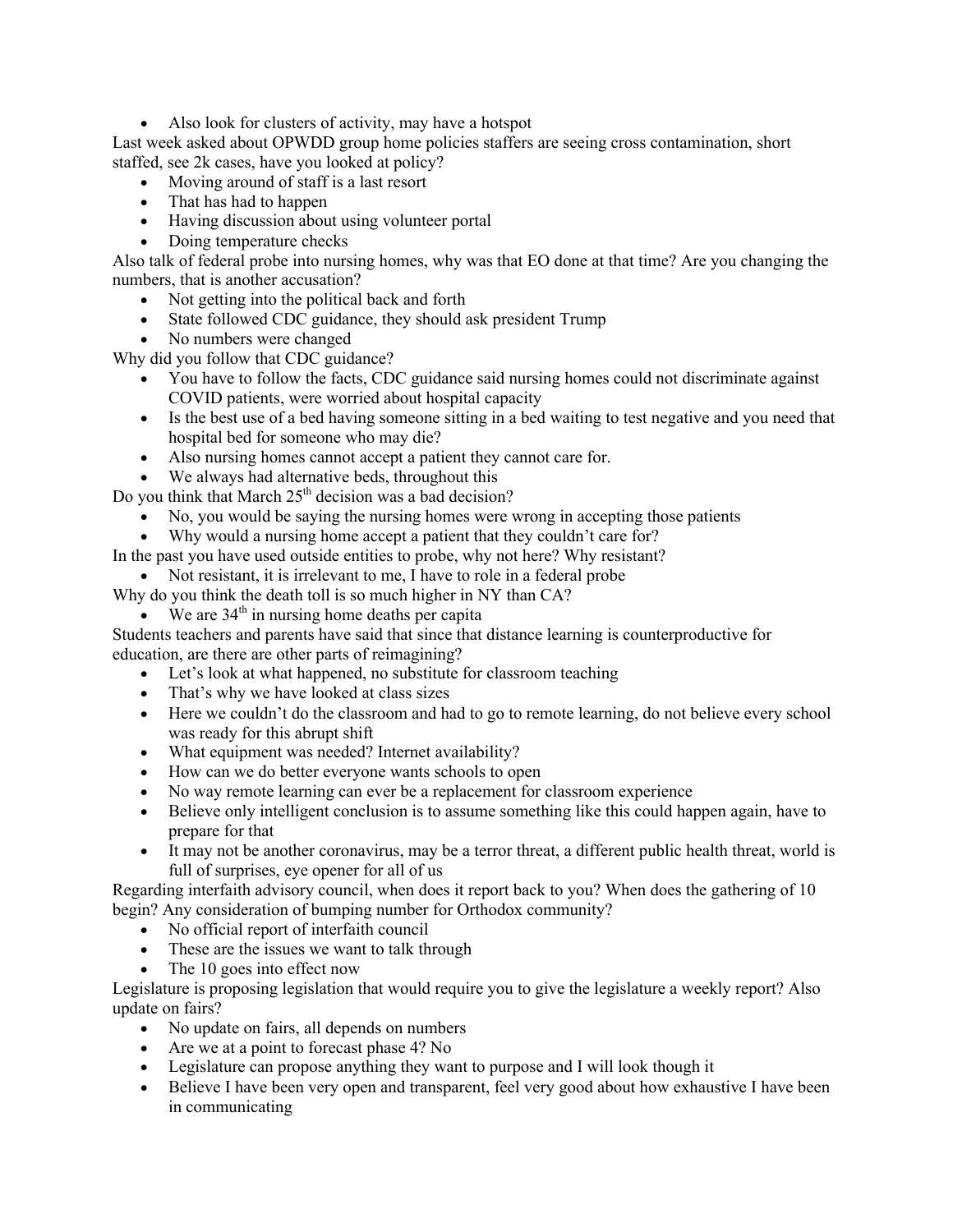- Also look for clusters of activity, may have a hotspot

Last week asked about OPWDD group home policies staffers are seeing cross contamination, short staffed, see 2k cases, have you looked at policy?

- Moving around of staff is a last resort
- That has had to happen
- Having discussion about using volunteer portal
- Doing temperature checks

Also talk of federal probe into nursing homes, why was that EO done at that time? Are you changing the numbers, that is another accusation?

- Not getting into the political back and forth
- State followed CDC guidance, they should ask president Trump
- No numbers were changed

Why did you follow that CDC guidance?

- You have to follow the facts, CDC guidance said nursing homes could not discriminate against COVID patients, were worried about hospital capacity
- Is the best use of a bed having someone sitting in a bed waiting to test negative and you need that hospital bed for someone who may die?
- Also nursing homes cannot accept a patient they cannot care for.
- We always had alternative beds, throughout this

Do you think that March 25th decision was a bad decision?

- No, you would be saying the nursing homes were wrong in accepting those patients
- Why would a nursing home accept a patient that they couldn't care for?

In the past you have used outside entities to probe, why not here? Why resistant?

- Not resistant, it is irrelevant to me, I have to role in a federal probe

Why do you think the death toll is so much higher in NY than CA?

- We are 34th in nursing home deaths per capita

Students teachers and parents have said that since that distance learning is counterproductive for education, are there are other parts of reimagining?

- Let's look at what happened, no substitute for classroom teaching
- That's why we have looked at class sizes
- Here we couldn't do the classroom and had to go to remote learning, do not believe every school was ready for this abrupt shift
- What equipment was needed? Internet availability?
- How can we do better everyone wants schools to open
- No way remote learning can ever be a replacement for classroom experience
- Believe only intelligent conclusion is to assume something like this could happen again, have to prepare for that
- It may not be another coronavirus, may be a terror threat, a different public health threat, world is full of surprises, eye opener for all of us

Regarding interfaith advisory council, when does it report back to you? When does the gathering of 10 begin? Any consideration of bumping number for Orthodox community?

- No official report of interfaith council
- These are the issues we want to talk through
- The 10 goes into effect now

Legislature is proposing legislation that would require you to give the legislature a weekly report? Also update on fairs?

- No update on fairs, all depends on numbers
- Are we at a point to forecast phase 4? No
- Legislature can propose anything they want to purpose and I will look though it
- Believe I have been very open and transparent, feel very good about how exhaustive I have been in communicating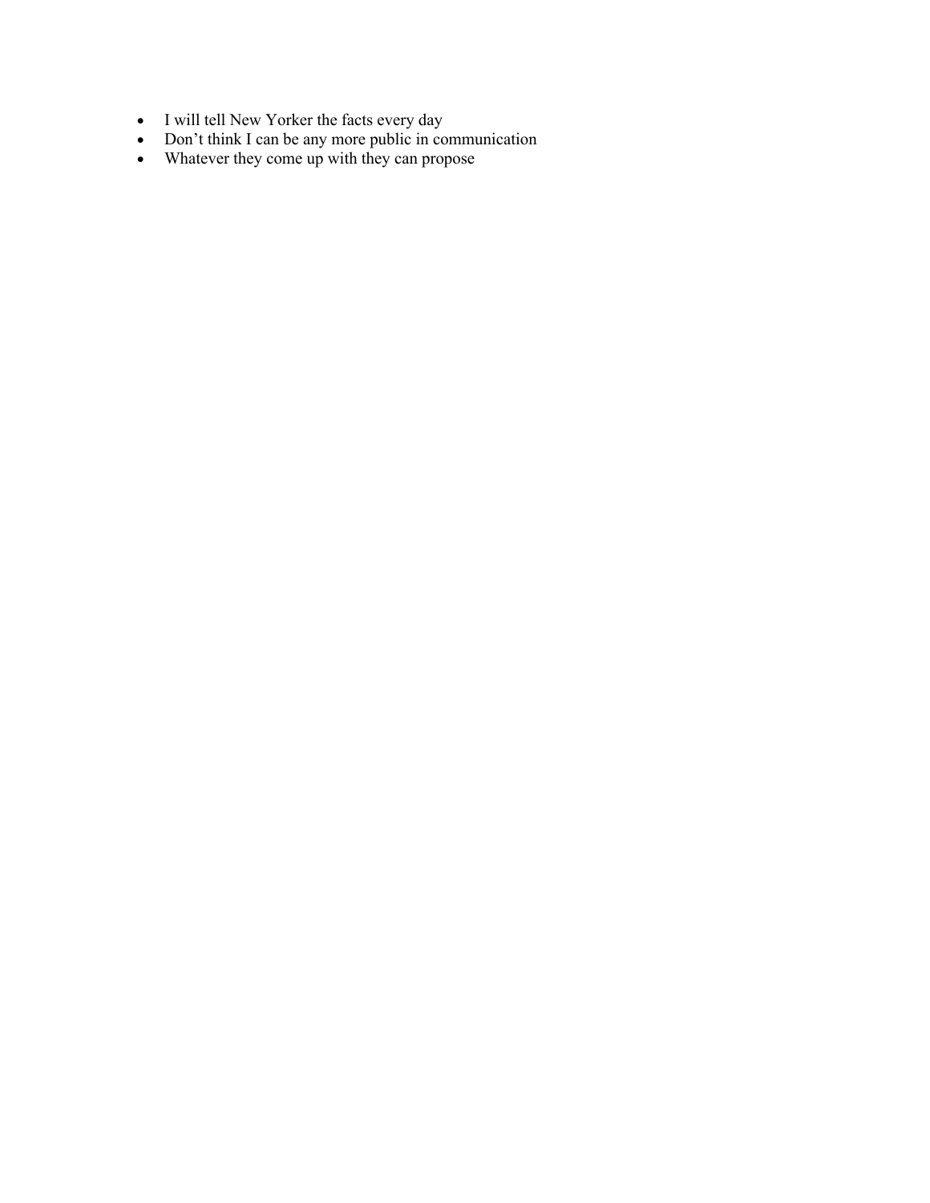- I will tell New Yorker the facts every day
- Don’t think I can be any more public in communication
- Whatever they come up with they can propose